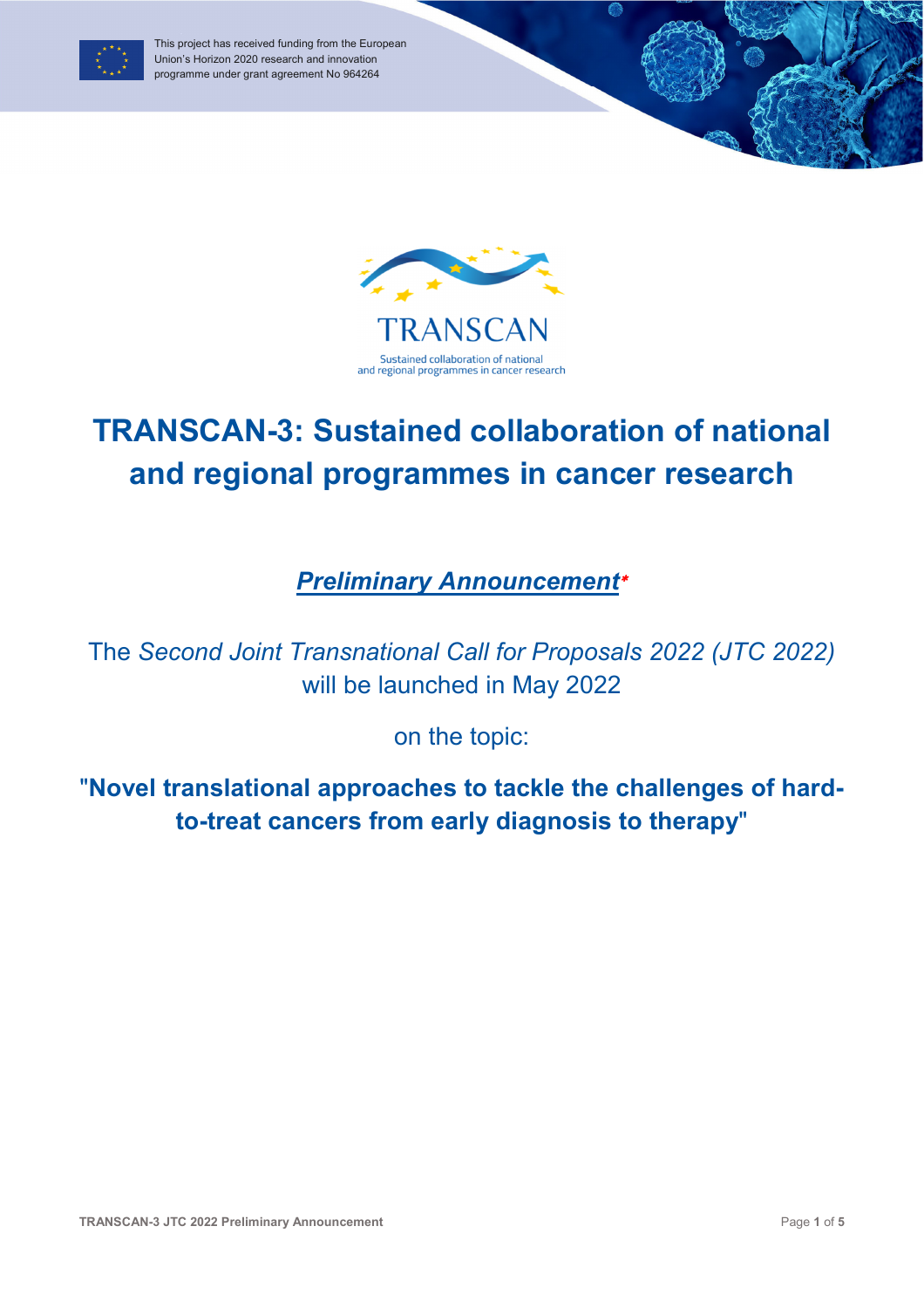This project has received funding from the European Union's Horizon 2020 research and innovation programme under grant agreement No 964264

TRANSCAN

Sustained collaboration of national and regional programmes in cancer research

# TRANSCAN-3: Sustained collaboration of national and regional programmes in cancer research

***Preliminary Announcement**** 

The *Second Joint Transnational Call for Proposals 2022 (JTC 2022)* will be launched in May 2022

on the topic:

**"Novel translational approaches to tackle the challenges of hard-to-treat cancers from early diagnosis to therapy"**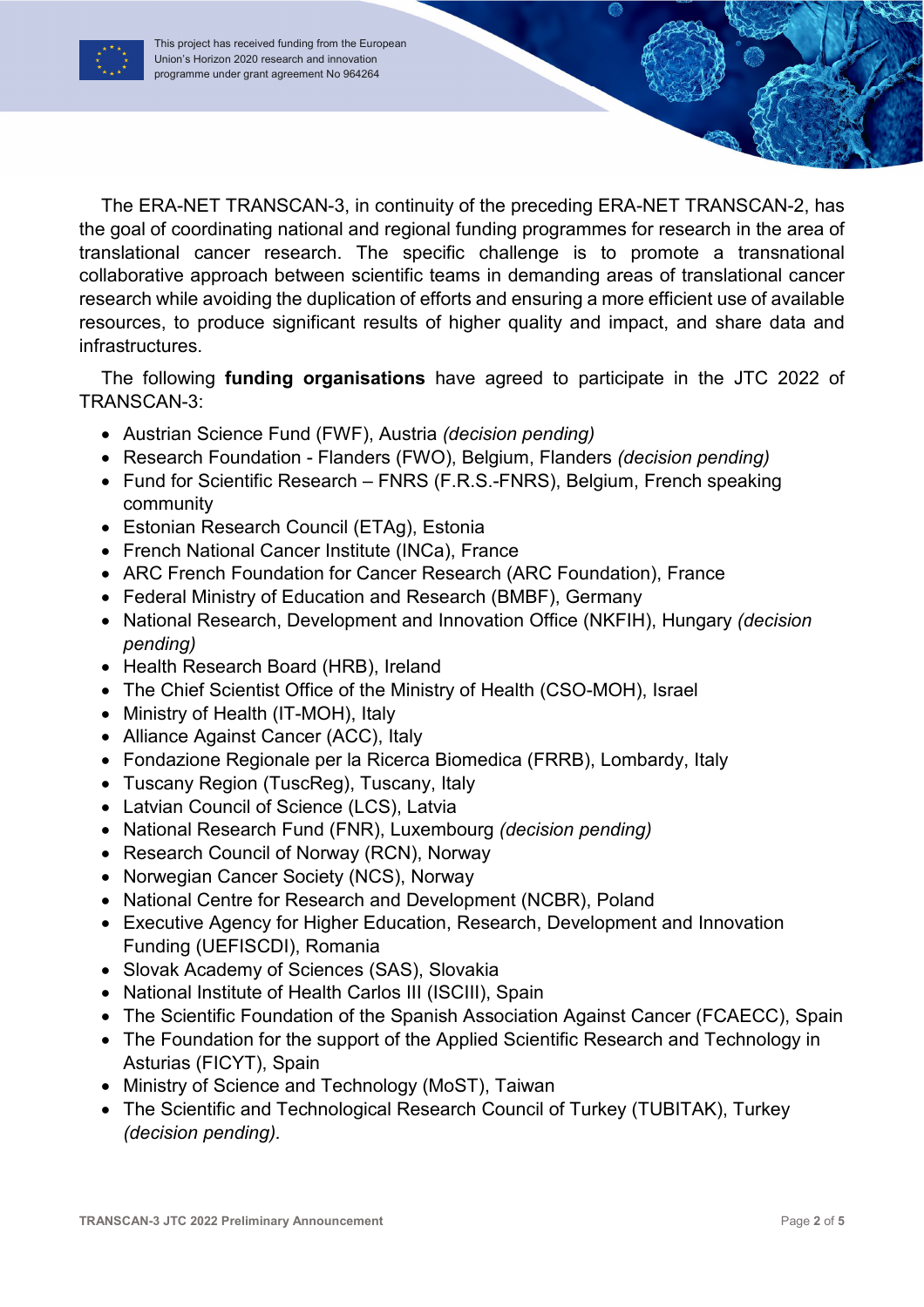The ERA-NET TRANSCAN-3, in continuity of the preceding ERA-NET TRANSCAN-2, has the goal of coordinating national and regional funding programmes for research in the area of translational cancer research. The specific challenge is to promote a transnational collaborative approach between scientific teams in demanding areas of translational cancer research while avoiding the duplication of efforts and ensuring a more efficient use of available resources, to produce significant results of higher quality and impact, and share data and infrastructures.

The following **funding organisations** have agreed to participate in the JTC 2022 of TRANSCAN-3:

- Austrian Science Fund (FWF), Austria *(decision pending)*
- Research Foundation - Flanders (FWO), Belgium, Flanders *(decision pending)*
- Fund for Scientific Research – FNRS (F.R.S.-FNRS), Belgium, French speaking community
- Estonian Research Council (ETAg), Estonia
- French National Cancer Institute (INCa), France
- ARC French Foundation for Cancer Research (ARC Foundation), France
- Federal Ministry of Education and Research (BMBF), Germany
- National Research, Development and Innovation Office (NKFIH), Hungary *(decision pending)*
- Health Research Board (HRB), Ireland
- The Chief Scientist Office of the Ministry of Health (CSO-MOH), Israel
- Ministry of Health (IT-MOH), Italy
- Alliance Against Cancer (ACC), Italy
- Fondazione Regionale per la Ricerca Biomedica (FRRB), Lombardy, Italy
- Tuscany Region (TuscReg), Tuscany, Italy
- Latvian Council of Science (LCS), Latvia
- National Research Fund (FNR), Luxembourg *(decision pending)*
- Research Council of Norway (RCN), Norway
- Norwegian Cancer Society (NCS), Norway
- National Centre for Research and Development (NCBR), Poland
- Executive Agency for Higher Education, Research, Development and Innovation Funding (UEFISCDI), Romania
- Slovak Academy of Sciences (SAS), Slovakia
- National Institute of Health Carlos III (ISCIII), Spain
- The Scientific Foundation of the Spanish Association Against Cancer (FCAECC), Spain
- The Foundation for the support of the Applied Scientific Research and Technology in Asturias (FICYT), Spain
- Ministry of Science and Technology (MoST), Taiwan
- The Scientific and Technological Research Council of Turkey (TUBITAK), Turkey *(decision pending)*.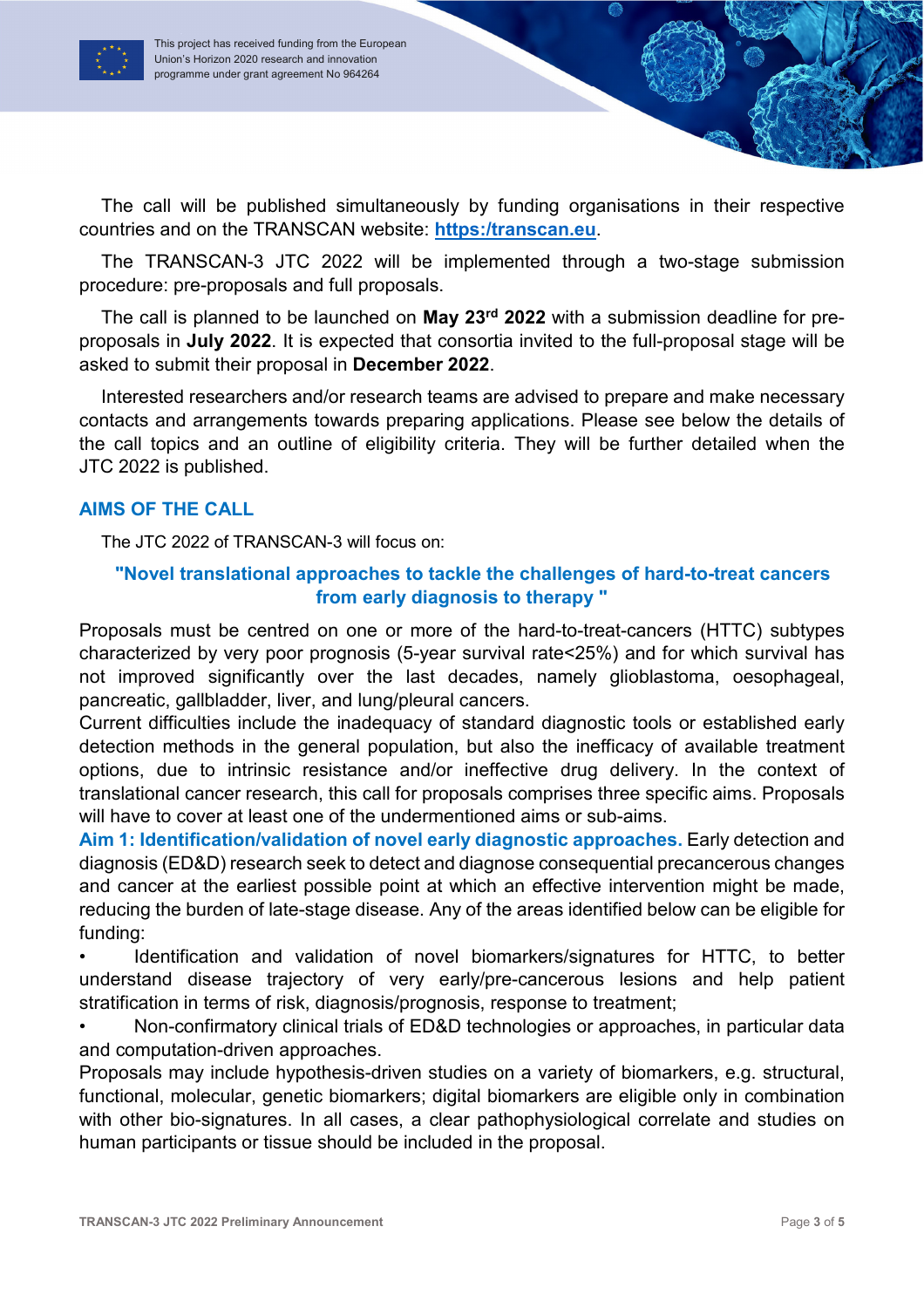The call will be published simultaneously by funding organisations in their respective countries and on the TRANSCAN website: **https:/transcan.eu**.

The TRANSCAN-3 JTC 2022 will be implemented through a two-stage submission procedure: pre-proposals and full proposals.

The call is planned to be launched on **May 23rd 2022** with a submission deadline for pre-proposals in **July 2022**. It is expected that consortia invited to the full-proposal stage will be asked to submit their proposal in **December 2022**.

Interested researchers and/or research teams are advised to prepare and make necessary contacts and arrangements towards preparing applications. Please see below the details of the call topics and an outline of eligibility criteria. They will be further detailed when the JTC 2022 is published.

## AIMS OF THE CALL

The JTC 2022 of TRANSCAN-3 will focus on:

**"Novel translational approaches to tackle the challenges of hard-to-treat cancers from early diagnosis to therapy "**

Proposals must be centred on one or more of the hard-to-treat-cancers (HTTC) subtypes characterized by very poor prognosis (5-year survival rate<25%) and for which survival has not improved significantly over the last decades, namely glioblastoma, oesophageal, pancreatic, gallbladder, liver, and lung/pleural cancers.

Current difficulties include the inadequacy of standard diagnostic tools or established early detection methods in the general population, but also the inefficacy of available treatment options, due to intrinsic resistance and/or ineffective drug delivery. In the context of translational cancer research, this call for proposals comprises three specific aims. Proposals will have to cover at least one of the undermentioned aims or sub-aims.

**Aim 1: Identification/validation of novel early diagnostic approaches.** Early detection and diagnosis (ED&D) research seek to detect and diagnose consequential precancerous changes and cancer at the earliest possible point at which an effective intervention might be made, reducing the burden of late-stage disease. Any of the areas identified below can be eligible for funding:

- Identification and validation of novel biomarkers/signatures for HTTC, to better understand disease trajectory of very early/pre-cancerous lesions and help patient stratification in terms of risk, diagnosis/prognosis, response to treatment;
- Non-confirmatory clinical trials of ED&D technologies or approaches, in particular data and computation-driven approaches.

Proposals may include hypothesis-driven studies on a variety of biomarkers, e.g. structural, functional, molecular, genetic biomarkers; digital biomarkers are eligible only in combination with other bio-signatures. In all cases, a clear pathophysiological correlate and studies on human participants or tissue should be included in the proposal.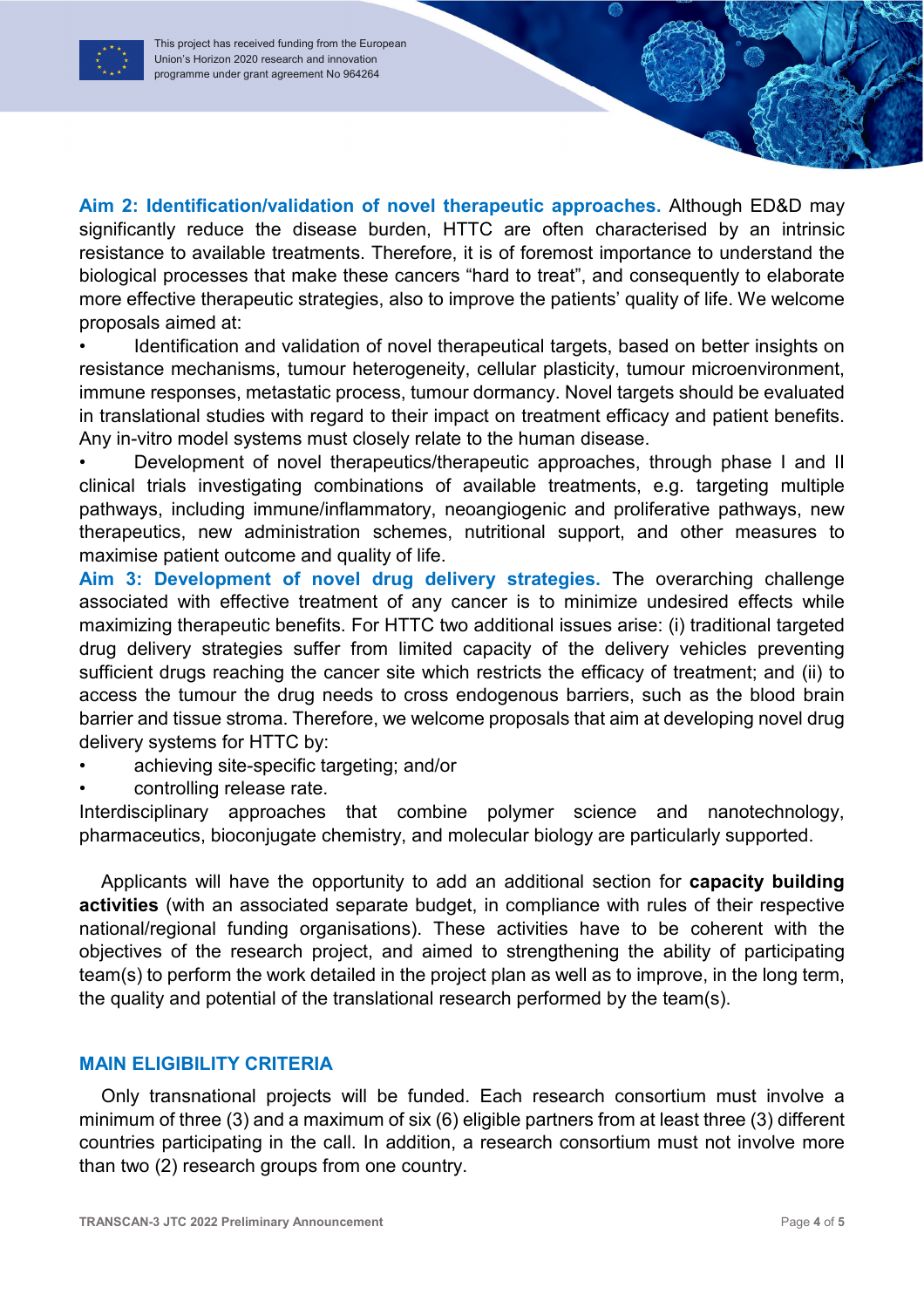**Aim 2: Identification/validation of novel therapeutic approaches.** Although ED&D may significantly reduce the disease burden, HTTC are often characterised by an intrinsic resistance to available treatments. Therefore, it is of foremost importance to understand the biological processes that make these cancers "hard to treat", and consequently to elaborate more effective therapeutic strategies, also to improve the patients' quality of life. We welcome proposals aimed at:

- Identification and validation of novel therapeutical targets, based on better insights on resistance mechanisms, tumour heterogeneity, cellular plasticity, tumour microenvironment, immune responses, metastatic process, tumour dormancy. Novel targets should be evaluated in translational studies with regard to their impact on treatment efficacy and patient benefits. Any in-vitro model systems must closely relate to the human disease.
- Development of novel therapeutics/therapeutic approaches, through phase I and II clinical trials investigating combinations of available treatments, e.g. targeting multiple pathways, including immune/inflammatory, neoangiogenic and proliferative pathways, new therapeutics, new administration schemes, nutritional support, and other measures to maximise patient outcome and quality of life.

**Aim 3: Development of novel drug delivery strategies.** The overarching challenge associated with effective treatment of any cancer is to minimize undesired effects while maximizing therapeutic benefits. For HTTC two additional issues arise: (i) traditional targeted drug delivery strategies suffer from limited capacity of the delivery vehicles preventing sufficient drugs reaching the cancer site which restricts the efficacy of treatment; and (ii) to access the tumour the drug needs to cross endogenous barriers, such as the blood brain barrier and tissue stroma. Therefore, we welcome proposals that aim at developing novel drug delivery systems for HTTC by:

- achieving site-specific targeting; and/or
- controlling release rate.

Interdisciplinary approaches that combine polymer science and nanotechnology, pharmaceutics, bioconjugate chemistry, and molecular biology are particularly supported.

Applicants will have the opportunity to add an additional section for **capacity building activities** (with an associated separate budget, in compliance with rules of their respective national/regional funding organisations). These activities have to be coherent with the objectives of the research project, and aimed to strengthening the ability of participating team(s) to perform the work detailed in the project plan as well as to improve, in the long term, the quality and potential of the translational research performed by the team(s).

## MAIN ELIGIBILITY CRITERIA

Only transnational projects will be funded. Each research consortium must involve a minimum of three (3) and a maximum of six (6) eligible partners from at least three (3) different countries participating in the call. In addition, a research consortium must not involve more than two (2) research groups from one country.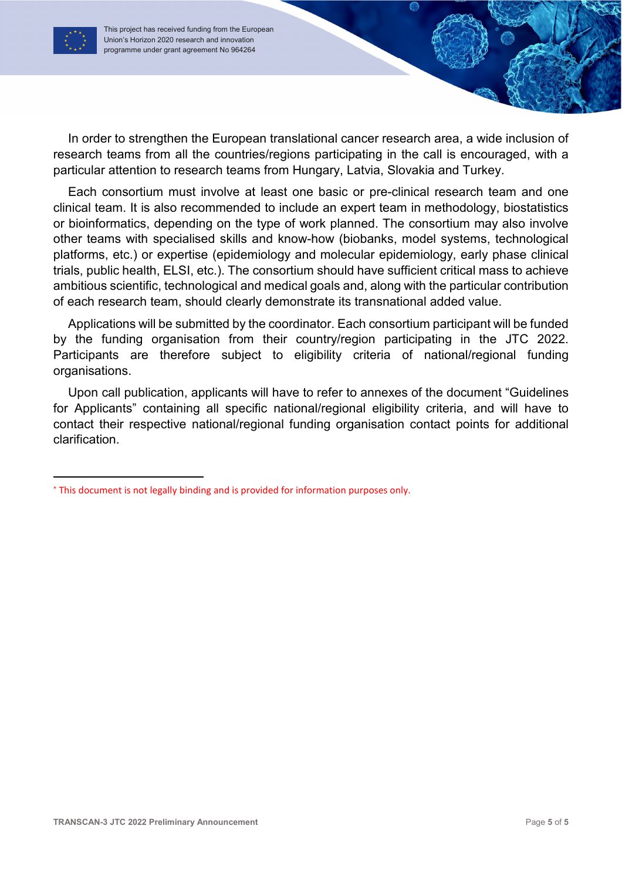In order to strengthen the European translational cancer research area, a wide inclusion of research teams from all the countries/regions participating in the call is encouraged, with a particular attention to research teams from Hungary, Latvia, Slovakia and Turkey.

Each consortium must involve at least one basic or pre-clinical research team and one clinical team. It is also recommended to include an expert team in methodology, biostatistics or bioinformatics, depending on the type of work planned. The consortium may also involve other teams with specialised skills and know-how (biobanks, model systems, technological platforms, etc.) or expertise (epidemiology and molecular epidemiology, early phase clinical trials, public health, ELSI, etc.). The consortium should have sufficient critical mass to achieve ambitious scientific, technological and medical goals and, along with the particular contribution of each research team, should clearly demonstrate its transnational added value.

Applications will be submitted by the coordinator. Each consortium participant will be funded by the funding organisation from their country/region participating in the JTC 2022. Participants are therefore subject to eligibility criteria of national/regional funding organisations.

Upon call publication, applicants will have to refer to annexes of the document "Guidelines for Applicants" containing all specific national/regional eligibility criteria, and will have to contact their respective national/regional funding organisation contact points for additional clarification.

---

[*] This document is not legally binding and is provided for information purposes only.